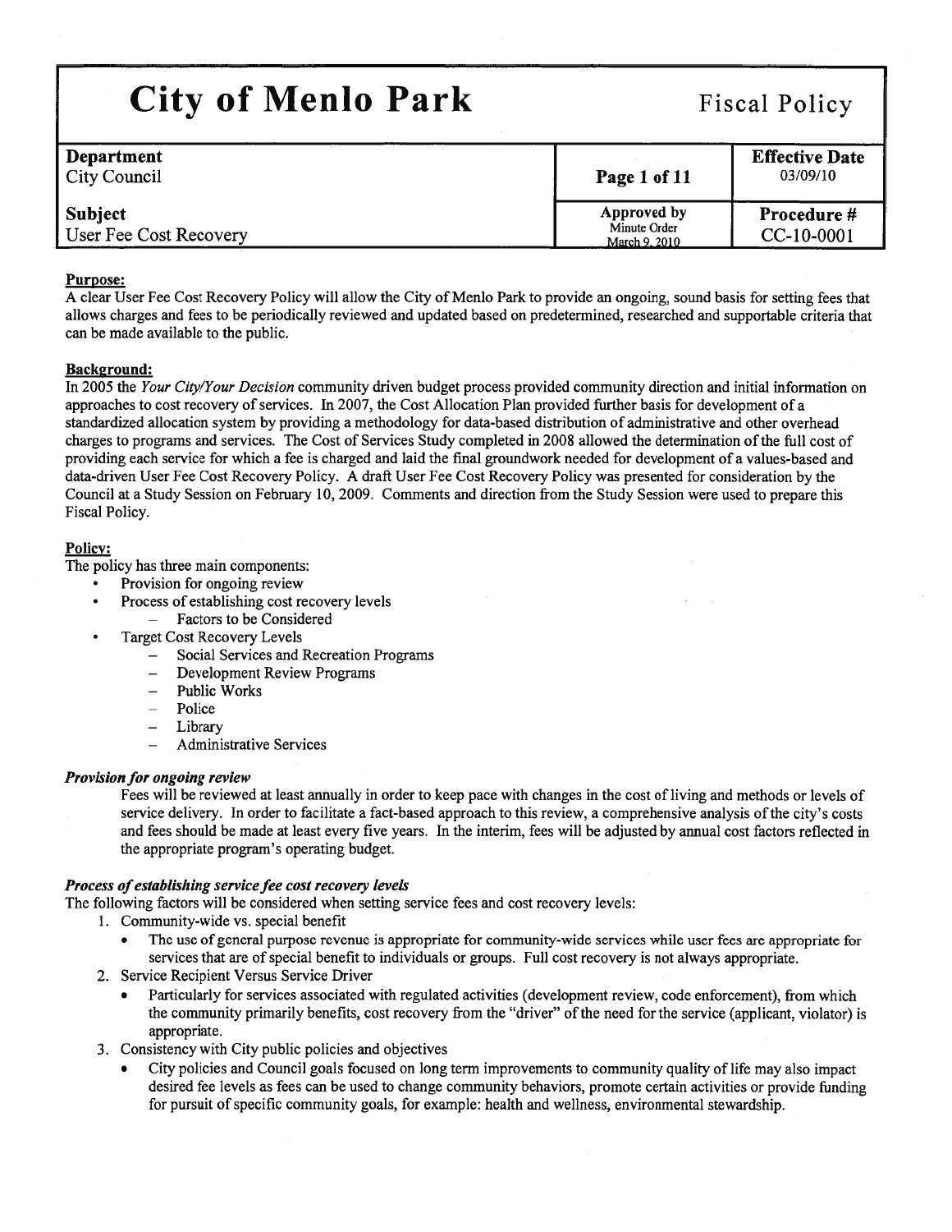# City of Menlo Park

Fiscal Policy

| Department | | Effective Date |
|---|---|---|
| City Council | | 03/09/10 |
| **Subject** | **Approved by** | **Procedure #** |
| User Fee Cost Recovery | Minute Order March 9, 2010 | CC-10-0001 |

**Purpose:**

A clear User Fee Cost Recovery Policy will allow the City of Menlo Park to provide an ongoing, sound basis for setting fees that allows charges and fees to be periodically reviewed and updated based on predetermined, researched and supportable criteria that can be made available to the public.

**Background:**

In 2005 the *Your City/Your Decision* community driven budget process provided community direction and initial information on approaches to cost recovery of services. In 2007, the Cost Allocation Plan provided further basis for development of a standardized allocation system by providing a methodology for data-based distribution of administrative and other overhead charges to programs and services. The Cost of Services Study completed in 2008 allowed the determination of the full cost of providing each service for which a fee is charged and laid the final groundwork needed for development of a values-based and data-driven User Fee Cost Recovery Policy. A draft User Fee Cost Recovery Policy was presented for consideration by the Council at a Study Session on February 10, 2009. Comments and direction from the Study Session were used to prepare this Fiscal Policy.

**Policy:**

The policy has three main components:

- Provision for ongoing review
- Process of establishing cost recovery levels
  - Factors to be Considered
- Target Cost Recovery Levels
  - Social Services and Recreation Programs
  - Development Review Programs
  - Public Works
  - Police
  - Library
  - Administrative Services

***Provision for ongoing review***

Fees will be reviewed at least annually in order to keep pace with changes in the cost of living and methods or levels of service delivery. In order to facilitate a fact-based approach to this review, a comprehensive analysis of the city's costs and fees should be made at least every five years. In the interim, fees will be adjusted by annual cost factors reflected in the appropriate program's operating budget.

***Process of establishing service fee cost recovery levels***

The following factors will be considered when setting service fees and cost recovery levels:

1. Community-wide vs. special benefit
   - The use of general purpose revenue is appropriate for community-wide services while user fees are appropriate for services that are of special benefit to individuals or groups. Full cost recovery is not always appropriate.
2. Service Recipient Versus Service Driver
   - Particularly for services associated with regulated activities (development review, code enforcement), from which the community primarily benefits, cost recovery from the "driver" of the need for the service (applicant, violator) is appropriate.
3. Consistency with City public policies and objectives
   - City policies and Council goals focused on long term improvements to community quality of life may also impact desired fee levels as fees can be used to change community behaviors, promote certain activities or provide funding for pursuit of specific community goals, for example: health and wellness, environmental stewardship.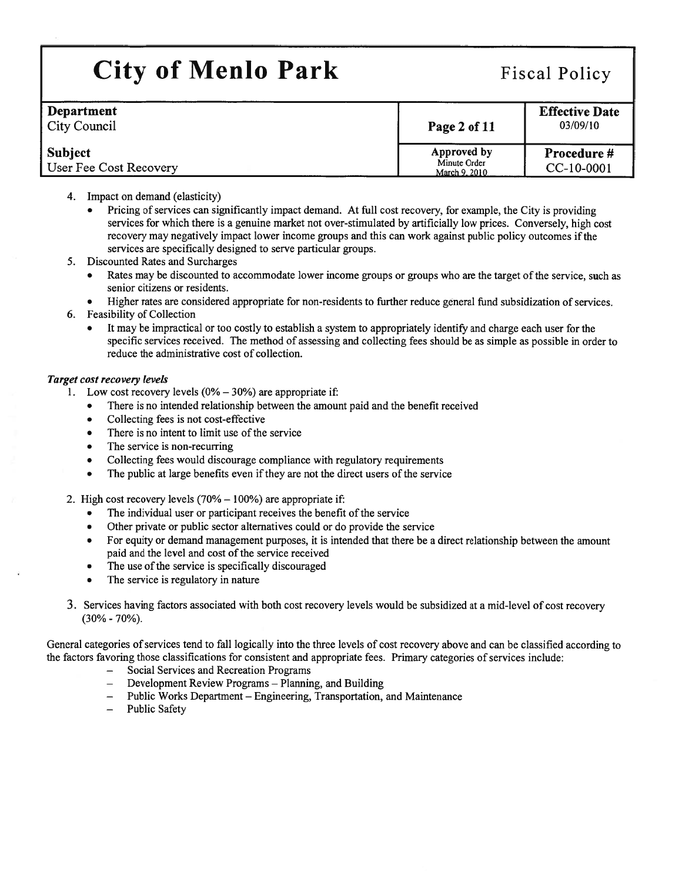4. Impact on demand (elasticity)
   - Pricing of services can significantly impact demand. At full cost recovery, for example, the City is providing services for which there is a genuine market not over-stimulated by artificially low prices. Conversely, high cost recovery may negatively impact lower income groups and this can work against public policy outcomes if the services are specifically designed to serve particular groups.
5. Discounted Rates and Surcharges
   - Rates may be discounted to accommodate lower income groups or groups who are the target of the service, such as senior citizens or residents.
   - Higher rates are considered appropriate for non-residents to further reduce general fund subsidization of services.
6. Feasibility of Collection
   - It may be impractical or too costly to establish a system to appropriately identify and charge each user for the specific services received. The method of assessing and collecting fees should be as simple as possible in order to reduce the administrative cost of collection.

***Target cost recovery levels***

1. Low cost recovery levels (0% – 30%) are appropriate if:
   - There is no intended relationship between the amount paid and the benefit received
   - Collecting fees is not cost-effective
   - There is no intent to limit use of the service
   - The service is non-recurring
   - Collecting fees would discourage compliance with regulatory requirements
   - The public at large benefits even if they are not the direct users of the service

2. High cost recovery levels (70% – 100%) are appropriate if:
   - The individual user or participant receives the benefit of the service
   - Other private or public sector alternatives could or do provide the service
   - For equity or demand management purposes, it is intended that there be a direct relationship between the amount paid and the level and cost of the service received
   - The use of the service is specifically discouraged
   - The service is regulatory in nature

3. Services having factors associated with both cost recovery levels would be subsidized at a mid-level of cost recovery (30% - 70%).

General categories of services tend to fall logically into the three levels of cost recovery above and can be classified according to the factors favoring those classifications for consistent and appropriate fees. Primary categories of services include:

- Social Services and Recreation Programs
- Development Review Programs – Planning, and Building
- Public Works Department – Engineering, Transportation, and Maintenance
- Public Safety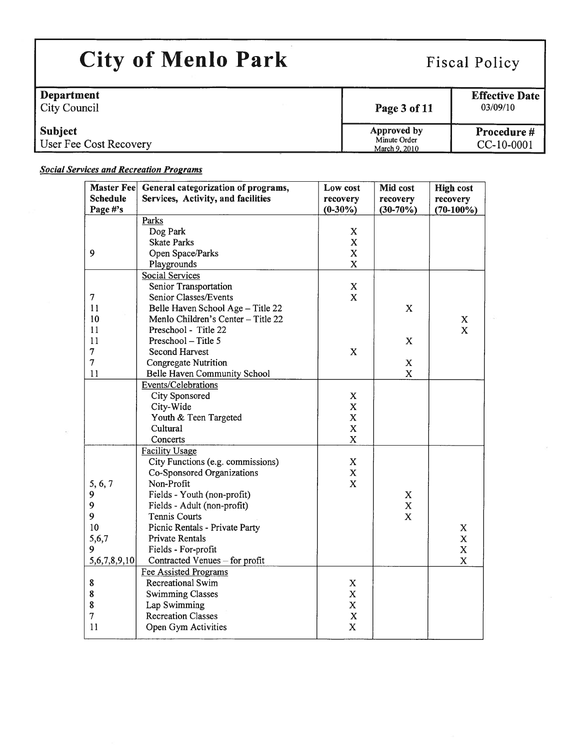***Social Services and Recreation Programs***

| Master Fee Schedule Page #'s | General categorization of programs, Services, Activity, and facilities | Low cost recovery (0-30%) | Mid cost recovery (30-70%) | High cost recovery (70-100%) |
|---|---|---|---|---|
| | Parks | | | |
| | Dog Park | X | | |
| | Skate Parks | X | | |
| 9 | Open Space/Parks | X | | |
| | Playgrounds | X | | |
| | Social Services | | | |
| | Senior Transportation | X | | |
| 7 | Senior Classes/Events | X | | |
| 11 | Belle Haven School Age – Title 22 | | X | |
| 10 | Menlo Children's Center – Title 22 | | | X |
| 11 | Preschool - Title 22 | | | X |
| 11 | Preschool – Title 5 | | X | |
| 7 | Second Harvest | X | | |
| 7 | Congregate Nutrition | | X | |
| 11 | Belle Haven Community School | | X | |
| | Events/Celebrations | | | |
| | City Sponsored | X | | |
| | City-Wide | X | | |
| | Youth & Teen Targeted | X | | |
| | Cultural | X | | |
| | Concerts | X | | |
| | Facility Usage | | | |
| | City Functions (e.g. commissions) | X | | |
| | Co-Sponsored Organizations | X | | |
| 5, 6, 7 | Non-Profit | X | | |
| 9 | Fields - Youth (non-profit) | | X | |
| 9 | Fields - Adult (non-profit) | | X | |
| 9 | Tennis Courts | | X | |
| 10 | Picnic Rentals - Private Party | | | X |
| 5,6,7 | Private Rentals | | | X |
| 9 | Fields - For-profit | | | X |
| 5,6,7,8,9,10 | Contracted Venues – for profit | | | X |
| | Fee Assisted Programs | | | |
| 8 | Recreational Swim | X | | |
| 8 | Swimming Classes | X | | |
| 8 | Lap Swimming | X | | |
| 7 | Recreation Classes | X | | |
| 11 | Open Gym Activities | X | | |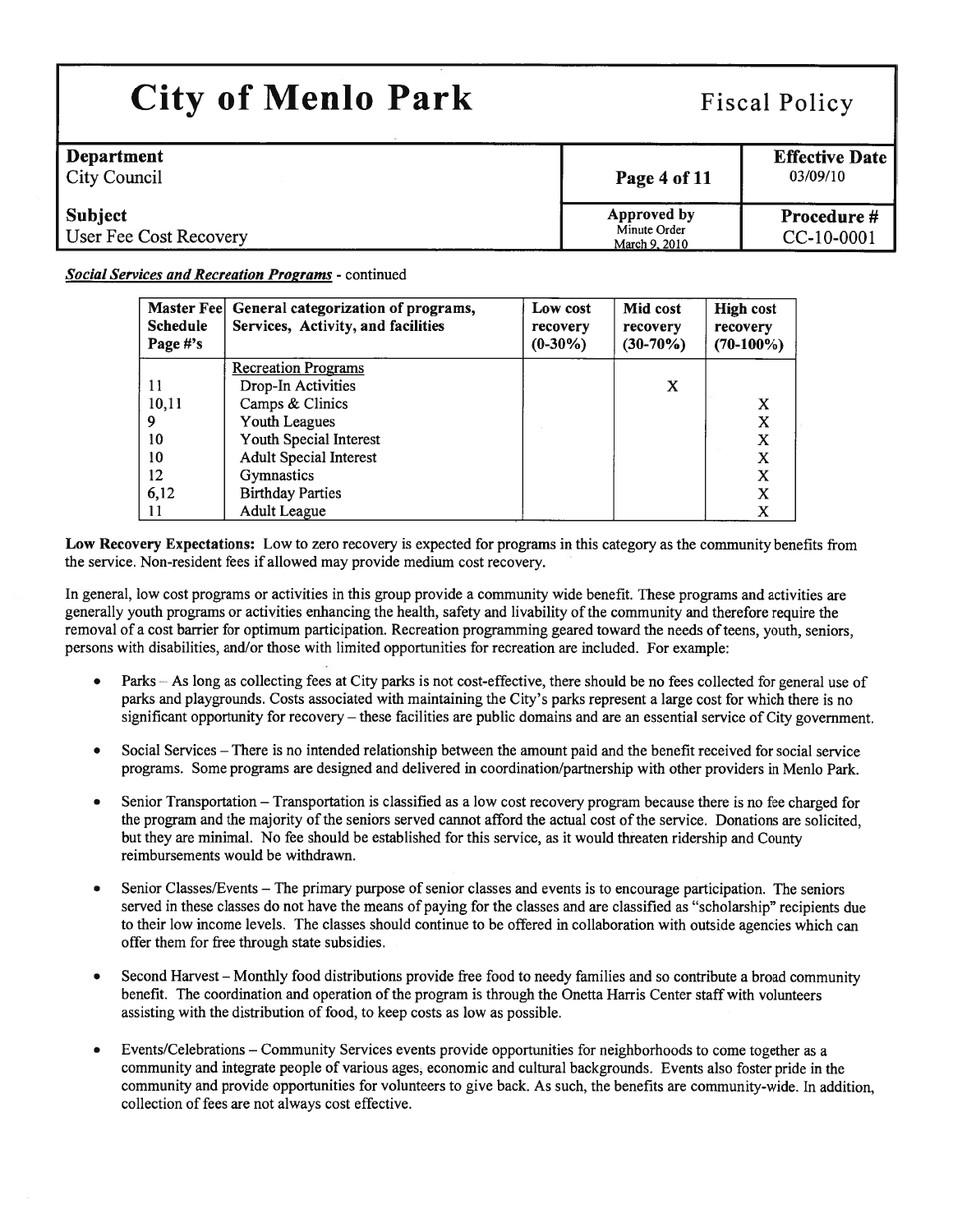*Social Services and Recreation Programs* - continued

| Master Fee Schedule Page #'s | General categorization of programs, Services, Activity, and facilities | Low cost recovery (0-30%) | Mid cost recovery (30-70%) | High cost recovery (70-100%) |
|---|---|---|---|---|
| | Recreation Programs | | | |
| 11 | Drop-In Activities | | X | |
| 10,11 | Camps & Clinics | | | X |
| 9 | Youth Leagues | | | X |
| 10 | Youth Special Interest | | | X |
| 10 | Adult Special Interest | | | X |
| 12 | Gymnastics | | | X |
| 6,12 | Birthday Parties | | | X |
| 11 | Adult League | | | X |

**Low Recovery Expectations:** Low to zero recovery is expected for programs in this category as the community benefits from the service. Non-resident fees if allowed may provide medium cost recovery.

In general, low cost programs or activities in this group provide a community wide benefit. These programs and activities are generally youth programs or activities enhancing the health, safety and livability of the community and therefore require the removal of a cost barrier for optimum participation. Recreation programming geared toward the needs of teens, youth, seniors, persons with disabilities, and/or those with limited opportunities for recreation are included. For example:

- Parks – As long as collecting fees at City parks is not cost-effective, there should be no fees collected for general use of parks and playgrounds. Costs associated with maintaining the City's parks represent a large cost for which there is no significant opportunity for recovery – these facilities are public domains and are an essential service of City government.
- Social Services – There is no intended relationship between the amount paid and the benefit received for social service programs. Some programs are designed and delivered in coordination/partnership with other providers in Menlo Park.
- Senior Transportation – Transportation is classified as a low cost recovery program because there is no fee charged for the program and the majority of the seniors served cannot afford the actual cost of the service. Donations are solicited, but they are minimal. No fee should be established for this service, as it would threaten ridership and County reimbursements would be withdrawn.
- Senior Classes/Events – The primary purpose of senior classes and events is to encourage participation. The seniors served in these classes do not have the means of paying for the classes and are classified as "scholarship" recipients due to their low income levels. The classes should continue to be offered in collaboration with outside agencies which can offer them for free through state subsidies.
- Second Harvest – Monthly food distributions provide free food to needy families and so contribute a broad community benefit. The coordination and operation of the program is through the Onetta Harris Center staff with volunteers assisting with the distribution of food, to keep costs as low as possible.
- Events/Celebrations – Community Services events provide opportunities for neighborhoods to come together as a community and integrate people of various ages, economic and cultural backgrounds. Events also foster pride in the community and provide opportunities for volunteers to give back. As such, the benefits are community-wide. In addition, collection of fees are not always cost effective.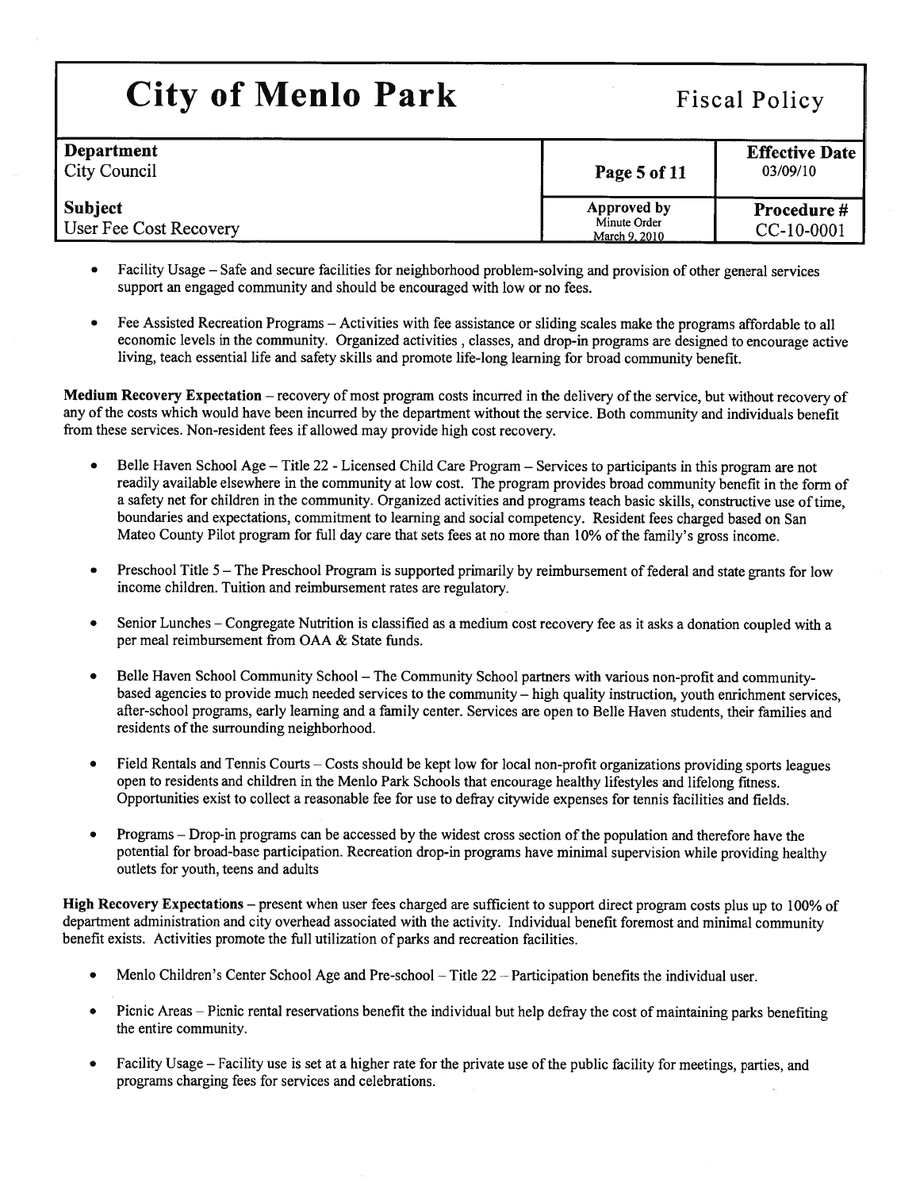- Facility Usage – Safe and secure facilities for neighborhood problem-solving and provision of other general services support an engaged community and should be encouraged with low or no fees.

- Fee Assisted Recreation Programs – Activities with fee assistance or sliding scales make the programs affordable to all economic levels in the community. Organized activities , classes, and drop-in programs are designed to encourage active living, teach essential life and safety skills and promote life-long learning for broad community benefit.

**Medium Recovery Expectation** – recovery of most program costs incurred in the delivery of the service, but without recovery of any of the costs which would have been incurred by the department without the service. Both community and individuals benefit from these services. Non-resident fees if allowed may provide high cost recovery.

- Belle Haven School Age – Title 22 - Licensed Child Care Program – Services to participants in this program are not readily available elsewhere in the community at low cost. The program provides broad community benefit in the form of a safety net for children in the community. Organized activities and programs teach basic skills, constructive use of time, boundaries and expectations, commitment to learning and social competency. Resident fees charged based on San Mateo County Pilot program for full day care that sets fees at no more than 10% of the family's gross income.

- Preschool Title 5 – The Preschool Program is supported primarily by reimbursement of federal and state grants for low income children. Tuition and reimbursement rates are regulatory.

- Senior Lunches – Congregate Nutrition is classified as a medium cost recovery fee as it asks a donation coupled with a per meal reimbursement from OAA & State funds.

- Belle Haven School Community School – The Community School partners with various non-profit and community-based agencies to provide much needed services to the community – high quality instruction, youth enrichment services, after-school programs, early learning and a family center. Services are open to Belle Haven students, their families and residents of the surrounding neighborhood.

- Field Rentals and Tennis Courts – Costs should be kept low for local non-profit organizations providing sports leagues open to residents and children in the Menlo Park Schools that encourage healthy lifestyles and lifelong fitness. Opportunities exist to collect a reasonable fee for use to defray citywide expenses for tennis facilities and fields.

- Programs – Drop-in programs can be accessed by the widest cross section of the population and therefore have the potential for broad-base participation. Recreation drop-in programs have minimal supervision while providing healthy outlets for youth, teens and adults

**High Recovery Expectations** – present when user fees charged are sufficient to support direct program costs plus up to 100% of department administration and city overhead associated with the activity. Individual benefit foremost and minimal community benefit exists. Activities promote the full utilization of parks and recreation facilities.

- Menlo Children's Center School Age and Pre-school – Title 22 – Participation benefits the individual user.

- Picnic Areas – Picnic rental reservations benefit the individual but help defray the cost of maintaining parks benefiting the entire community.

- Facility Usage – Facility use is set at a higher rate for the private use of the public facility for meetings, parties, and programs charging fees for services and celebrations.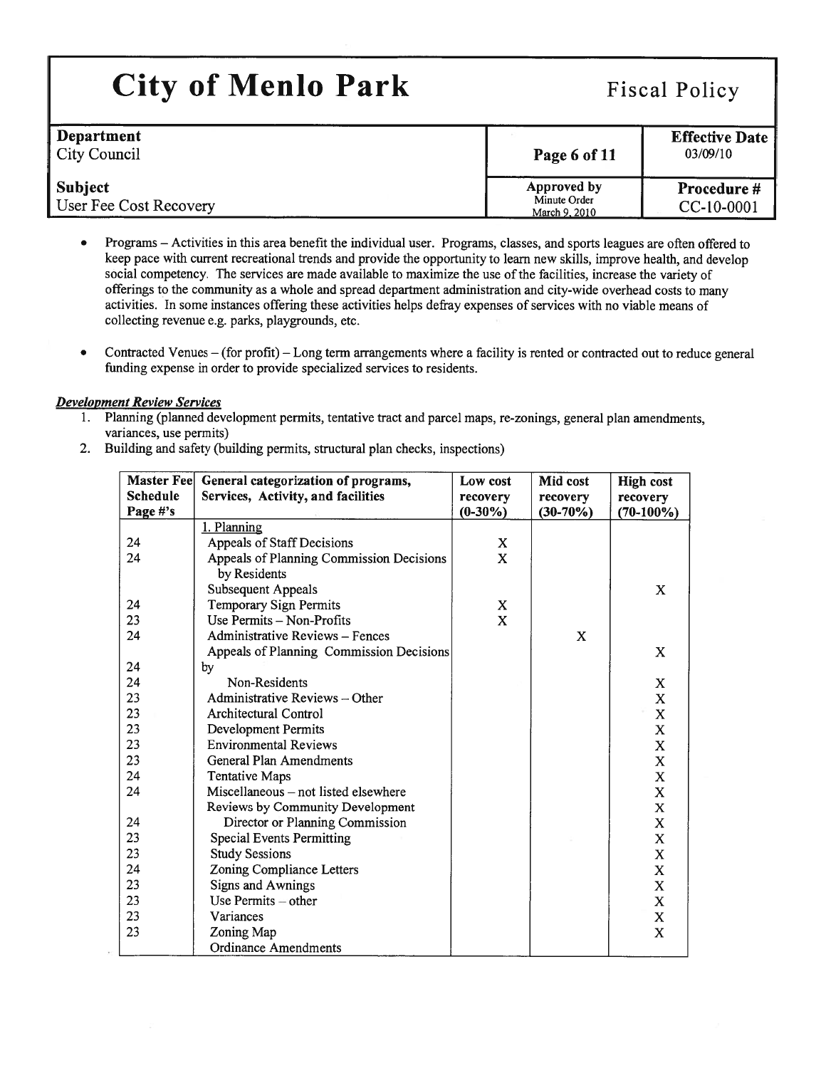- Programs – Activities in this area benefit the individual user. Programs, classes, and sports leagues are often offered to keep pace with current recreational trends and provide the opportunity to learn new skills, improve health, and develop social competency. The services are made available to maximize the use of the facilities, increase the variety of offerings to the community as a whole and spread department administration and city-wide overhead costs to many activities. In some instances offering these activities helps defray expenses of services with no viable means of collecting revenue e.g. parks, playgrounds, etc.

- Contracted Venues – (for profit) – Long term arrangements where a facility is rented or contracted out to reduce general funding expense in order to provide specialized services to residents.

***Development Review Services***

1. Planning (planned development permits, tentative tract and parcel maps, re-zonings, general plan amendments, variances, use permits)
2. Building and safety (building permits, structural plan checks, inspections)

| Master Fee Schedule Page #'s | General categorization of programs, Services, Activity, and facilities | Low cost recovery (0-30%) | Mid cost recovery (30-70%) | High cost recovery (70-100%) |
|---|---|---|---|---|
| | 1. Planning | | | |
| 24 | Appeals of Staff Decisions | X | | |
| 24 | Appeals of Planning Commission Decisions by Residents | X | | |
| | Subsequent Appeals | | | X |
| 24 | Temporary Sign Permits | X | | |
| 23 | Use Permits – Non-Profits | X | | |
| 24 | Administrative Reviews – Fences | | X | |
| | Appeals of Planning Commission Decisions | | | X |
| 24 | by | | | |
| 24 | Non-Residents | | | X |
| 23 | Administrative Reviews – Other | | | X |
| 23 | Architectural Control | | | X |
| 23 | Development Permits | | | X |
| 23 | Environmental Reviews | | | X |
| 23 | General Plan Amendments | | | X |
| 24 | Tentative Maps | | | X |
| 24 | Miscellaneous – not listed elsewhere | | | X |
| | Reviews by Community Development | | | X |
| 24 | Director or Planning Commission | | | X |
| 23 | Special Events Permitting | | | X |
| 23 | Study Sessions | | | X |
| 24 | Zoning Compliance Letters | | | X |
| 23 | Signs and Awnings | | | X |
| 23 | Use Permits – other | | | X |
| 23 | Variances | | | X |
| 23 | Zoning Map | | | X |
| | Ordinance Amendments | | | |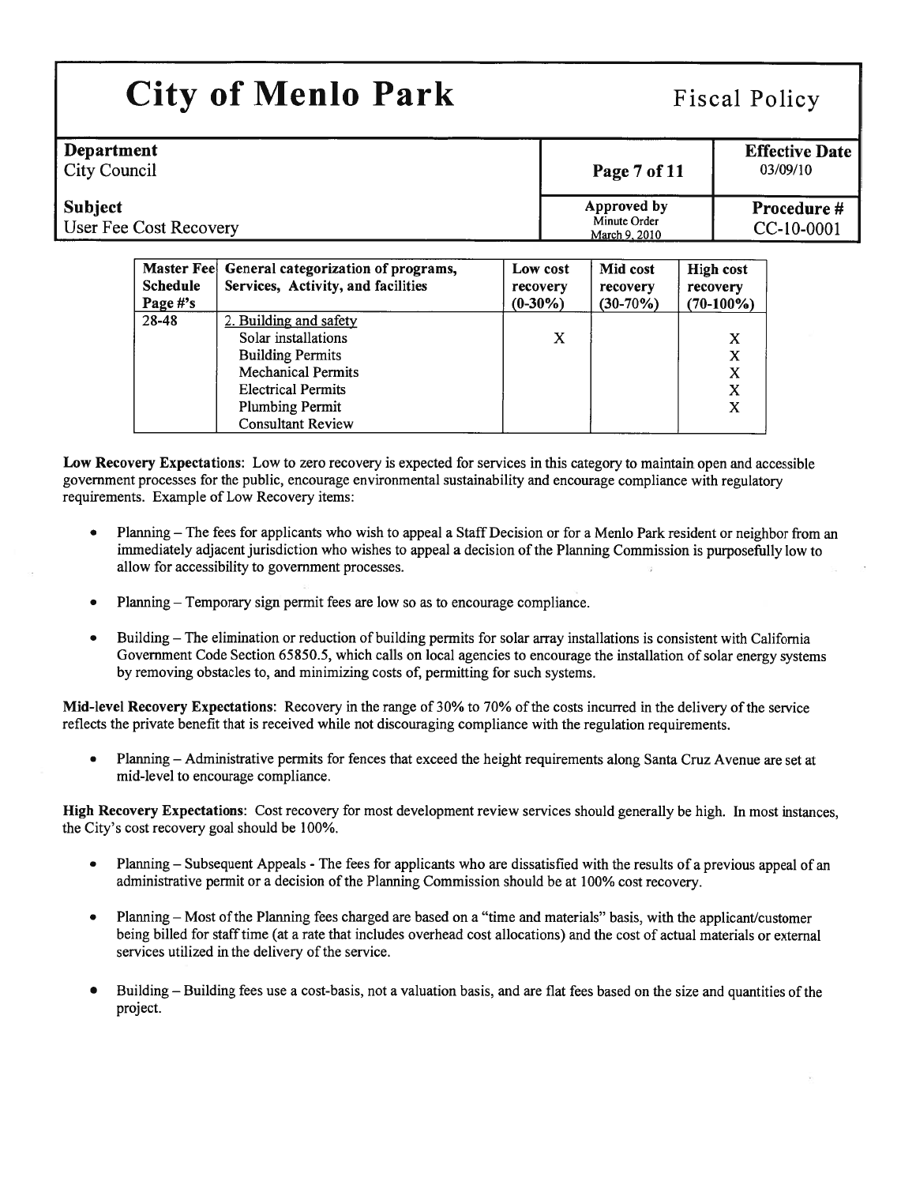| Master Fee Schedule Page #'s | General categorization of programs, Services, Activity, and facilities | Low cost recovery (0-30%) | Mid cost recovery (30-70%) | High cost recovery (70-100%) |
|---|---|---|---|---|
| 28-48 | 2. Building and safety | | | |
| | Solar installations | X | | X |
| | Building Permits | | | X |
| | Mechanical Permits | | | X |
| | Electrical Permits | | | X |
| | Plumbing Permit | | | X |
| | Consultant Review | | | |

**Low Recovery Expectations**: Low to zero recovery is expected for services in this category to maintain open and accessible government processes for the public, encourage environmental sustainability and encourage compliance with regulatory requirements. Example of Low Recovery items:

- Planning – The fees for applicants who wish to appeal a Staff Decision or for a Menlo Park resident or neighbor from an immediately adjacent jurisdiction who wishes to appeal a decision of the Planning Commission is purposefully low to allow for accessibility to government processes.

- Planning – Temporary sign permit fees are low so as to encourage compliance.

- Building – The elimination or reduction of building permits for solar array installations is consistent with California Government Code Section 65850.5, which calls on local agencies to encourage the installation of solar energy systems by removing obstacles to, and minimizing costs of, permitting for such systems.

**Mid-level Recovery Expectations**: Recovery in the range of 30% to 70% of the costs incurred in the delivery of the service reflects the private benefit that is received while not discouraging compliance with the regulation requirements.

- Planning – Administrative permits for fences that exceed the height requirements along Santa Cruz Avenue are set at mid-level to encourage compliance.

**High Recovery Expectations**: Cost recovery for most development review services should generally be high. In most instances, the City's cost recovery goal should be 100%.

- Planning – Subsequent Appeals - The fees for applicants who are dissatisfied with the results of a previous appeal of an administrative permit or a decision of the Planning Commission should be at 100% cost recovery.

- Planning – Most of the Planning fees charged are based on a "time and materials" basis, with the applicant/customer being billed for staff time (at a rate that includes overhead cost allocations) and the cost of actual materials or external services utilized in the delivery of the service.

- Building – Building fees use a cost-basis, not a valuation basis, and are flat fees based on the size and quantities of the project.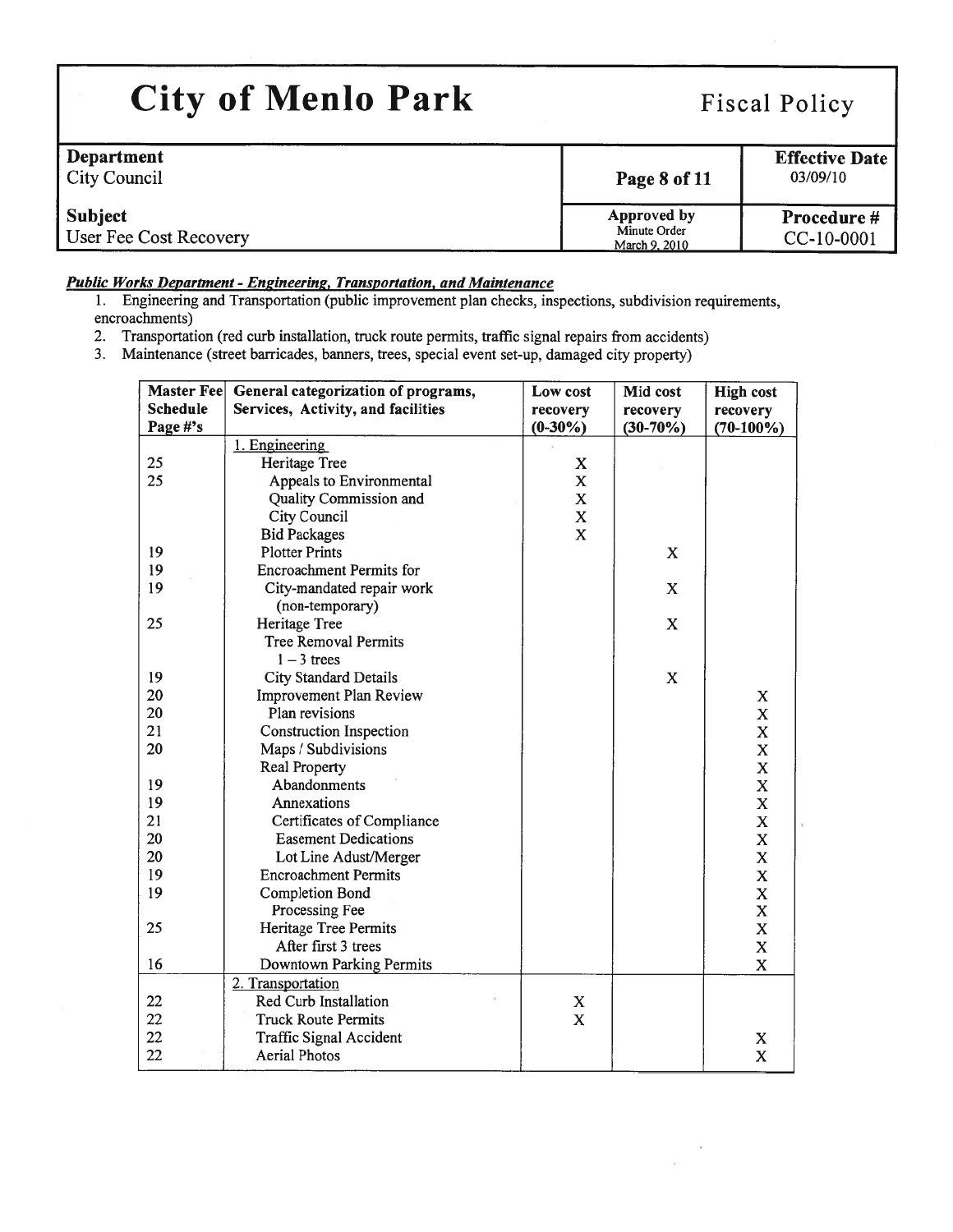# City of Menlo Park — Fiscal Policy

| Department | | Effective Date |
|---|---|---|
| City Council | | 03/09/10 |
| **Subject** | **Approved by** Minute Order March 9, 2010 | **Procedure #** |
| User Fee Cost Recovery | | CC-10-0001 |

***Public Works Department - Engineering, Transportation, and Maintenance***

1. Engineering and Transportation (public improvement plan checks, inspections, subdivision requirements, encroachments)
2. Transportation (red curb installation, truck route permits, traffic signal repairs from accidents)
3. Maintenance (street barricades, banners, trees, special event set-up, damaged city property)

| Master Fee Schedule Page #'s | General categorization of programs, Services, Activity, and facilities | Low cost recovery (0-30%) | Mid cost recovery (30-70%) | High cost recovery (70-100%) |
|---|---|---|---|---|
| | 1. Engineering | | | |
| 25 | Heritage Tree | X | | |
| 25 | Appeals to Environmental | X | | |
| | Quality Commission and | X | | |
| | City Council | X | | |
| | Bid Packages | X | | |
| 19 | Plotter Prints | | X | |
| 19 | Encroachment Permits for | | | |
| 19 | City-mandated repair work (non-temporary) | | X | |
| 25 | Heritage Tree | | X | |
| | Tree Removal Permits | | | |
| | 1 – 3 trees | | | |
| 19 | City Standard Details | | X | |
| 20 | Improvement Plan Review | | | X |
| 20 | Plan revisions | | | X |
| 21 | Construction Inspection | | | X |
| 20 | Maps / Subdivisions | | | X |
| | Real Property | | | X |
| 19 | Abandonments | | | X |
| 19 | Annexations | | | X |
| 21 | Certificates of Compliance | | | X |
| 20 | Easement Dedications | | | X |
| 20 | Lot Line Adust/Merger | | | X |
| 19 | Encroachment Permits | | | X |
| 19 | Completion Bond | | | X |
| | Processing Fee | | | X |
| 25 | Heritage Tree Permits | | | X |
| | After first 3 trees | | | X |
| 16 | Downtown Parking Permits | | | X |
| | 2. Transportation | | | |
| 22 | Red Curb Installation | X | | |
| 22 | Truck Route Permits | X | | |
| 22 | Traffic Signal Accident | | | X |
| 22 | Aerial Photos | | | X |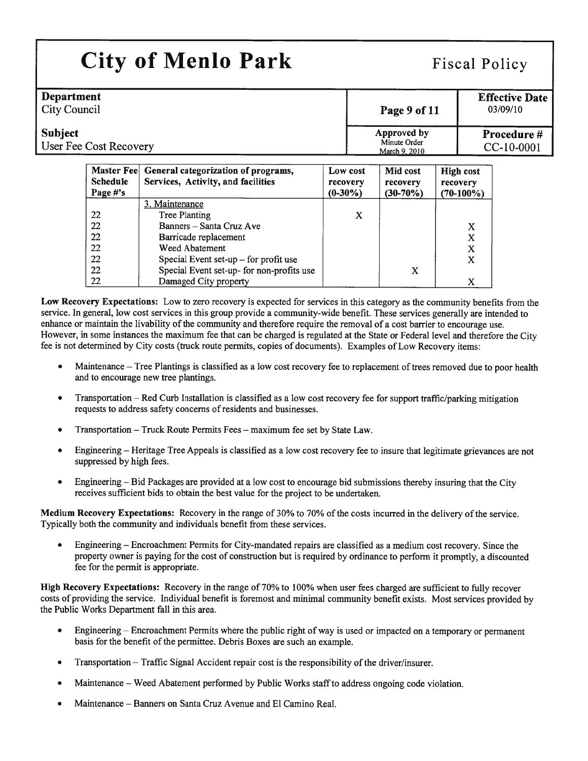# City of Menlo Park

Fiscal Policy

| Department | | Effective Date |
| --- | --- | --- |
| City Council | | 03/09/10 |
| **Subject** | **Approved by** Minute Order March 9, 2010 | **Procedure #** |
| User Fee Cost Recovery | | CC-10-0001 |

| Master Fee Schedule Page #'s | General categorization of programs, Services, Activity, and facilities | Low cost recovery (0-30%) | Mid cost recovery (30-70%) | High cost recovery (70-100%) |
| --- | --- | --- | --- | --- |
| | 3. Maintenance | | | |
| 22 | Tree Planting | X | | |
| 22 | Banners – Santa Cruz Ave | | | X |
| 22 | Barricade replacement | | | X |
| 22 | Weed Abatement | | | X |
| 22 | Special Event set-up – for profit use | | | X |
| 22 | Special Event set-up- for non-profits use | | X | |
| 22 | Damaged City property | | | X |

**Low Recovery Expectations:** Low to zero recovery is expected for services in this category as the community benefits from the service. In general, low cost services in this group provide a community-wide benefit. These services generally are intended to enhance or maintain the livability of the community and therefore require the removal of a cost barrier to encourage use. However, in some instances the maximum fee that can be charged is regulated at the State or Federal level and therefore the City fee is not determined by City costs (truck route permits, copies of documents). Examples of Low Recovery items:

- Maintenance – Tree Plantings is classified as a low cost recovery fee to replacement of trees removed due to poor health and to encourage new tree plantings.
- Transportation – Red Curb Installation is classified as a low cost recovery fee for support traffic/parking mitigation requests to address safety concerns of residents and businesses.
- Transportation – Truck Route Permits Fees – maximum fee set by State Law.
- Engineering – Heritage Tree Appeals is classified as a low cost recovery fee to insure that legitimate grievances are not suppressed by high fees.
- Engineering – Bid Packages are provided at a low cost to encourage bid submissions thereby insuring that the City receives sufficient bids to obtain the best value for the project to be undertaken.

**Medium Recovery Expectations:** Recovery in the range of 30% to 70% of the costs incurred in the delivery of the service. Typically both the community and individuals benefit from these services.

- Engineering – Encroachment Permits for City-mandated repairs are classified as a medium cost recovery. Since the property owner is paying for the cost of construction but is required by ordinance to perform it promptly, a discounted fee for the permit is appropriate.

**High Recovery Expectations:** Recovery in the range of 70% to 100% when user fees charged are sufficient to fully recover costs of providing the service. Individual benefit is foremost and minimal community benefit exists. Most services provided by the Public Works Department fall in this area.

- Engineering – Encroachment Permits where the public right of way is used or impacted on a temporary or permanent basis for the benefit of the permittee. Debris Boxes are such an example.
- Transportation – Traffic Signal Accident repair cost is the responsibility of the driver/insurer.
- Maintenance – Weed Abatement performed by Public Works staff to address ongoing code violation.
- Maintenance – Banners on Santa Cruz Avenue and El Camino Real.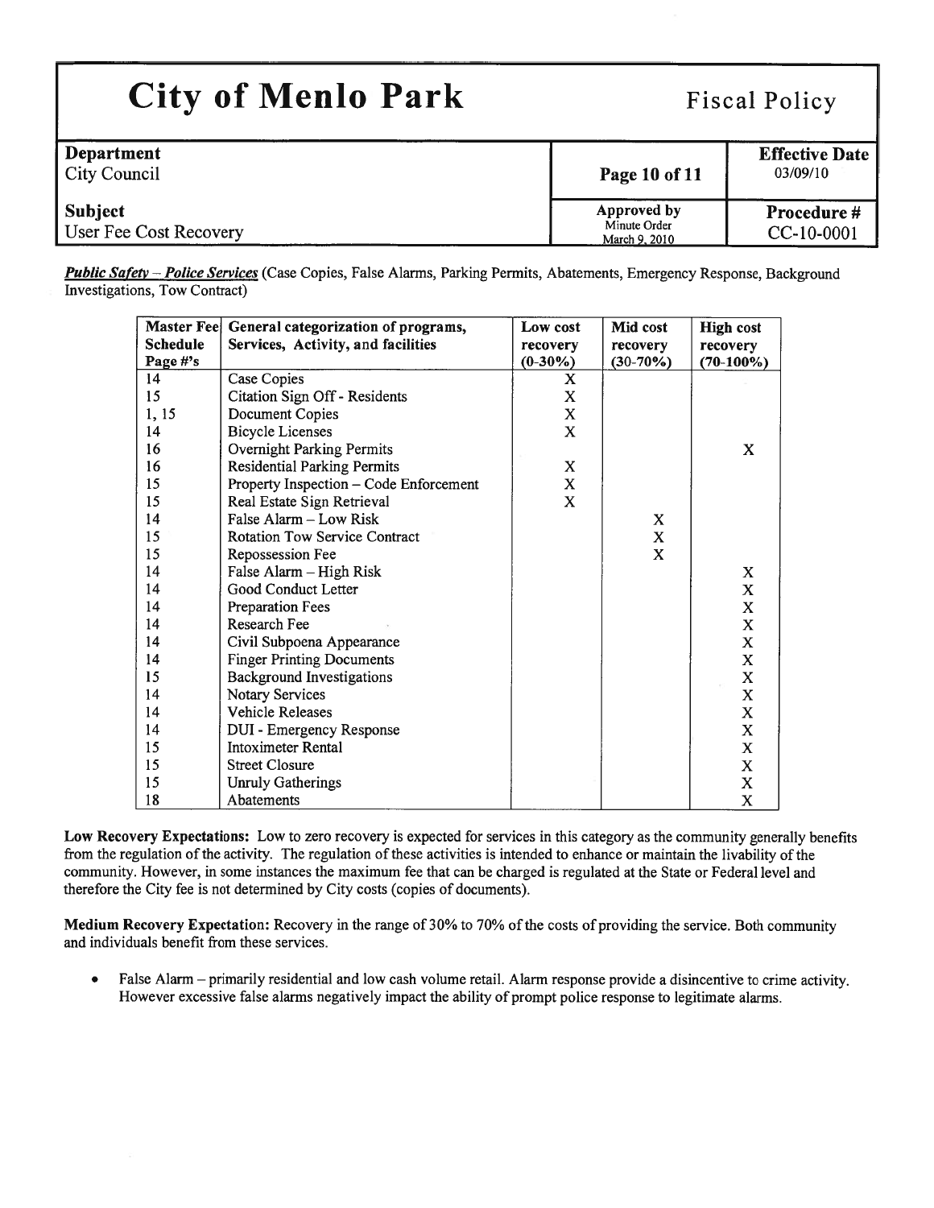# City of Menlo Park

Fiscal Policy

| Department | | Effective Date |
|---|---|---|
| City Council | Page 10 of 11 | 03/09/10 |
| **Subject** | **Approved by** Minute Order March 9, 2010 | **Procedure #** |
| User Fee Cost Recovery | | CC-10-0001 |

***Public Safety – Police Services*** (Case Copies, False Alarms, Parking Permits, Abatements, Emergency Response, Background Investigations, Tow Contract)

| Master Fee Schedule Page #'s | General categorization of programs, Services, Activity, and facilities | Low cost recovery (0-30%) | Mid cost recovery (30-70%) | High cost recovery (70-100%) |
|---|---|---|---|---|
| 14 | Case Copies | X | | |
| 15 | Citation Sign Off - Residents | X | | |
| 1, 15 | Document Copies | X | | |
| 14 | Bicycle Licenses | X | | |
| 16 | Overnight Parking Permits | | | X |
| 16 | Residential Parking Permits | X | | |
| 15 | Property Inspection – Code Enforcement | X | | |
| 15 | Real Estate Sign Retrieval | X | | |
| 14 | False Alarm – Low Risk | | X | |
| 15 | Rotation Tow Service Contract | | X | |
| 15 | Repossession Fee | | X | |
| 14 | False Alarm – High Risk | | | X |
| 14 | Good Conduct Letter | | | X |
| 14 | Preparation Fees | | | X |
| 14 | Research Fee | | | X |
| 14 | Civil Subpoena Appearance | | | X |
| 14 | Finger Printing Documents | | | X |
| 15 | Background Investigations | | | X |
| 14 | Notary Services | | | X |
| 14 | Vehicle Releases | | | X |
| 14 | DUI - Emergency Response | | | X |
| 15 | Intoximeter Rental | | | X |
| 15 | Street Closure | | | X |
| 15 | Unruly Gatherings | | | X |
| 18 | Abatements | | | X |

**Low Recovery Expectations:** Low to zero recovery is expected for services in this category as the community generally benefits from the regulation of the activity. The regulation of these activities is intended to enhance or maintain the livability of the community. However, in some instances the maximum fee that can be charged is regulated at the State or Federal level and therefore the City fee is not determined by City costs (copies of documents).

**Medium Recovery Expectation:** Recovery in the range of 30% to 70% of the costs of providing the service. Both community and individuals benefit from these services.

- False Alarm – primarily residential and low cash volume retail. Alarm response provide a disincentive to crime activity. However excessive false alarms negatively impact the ability of prompt police response to legitimate alarms.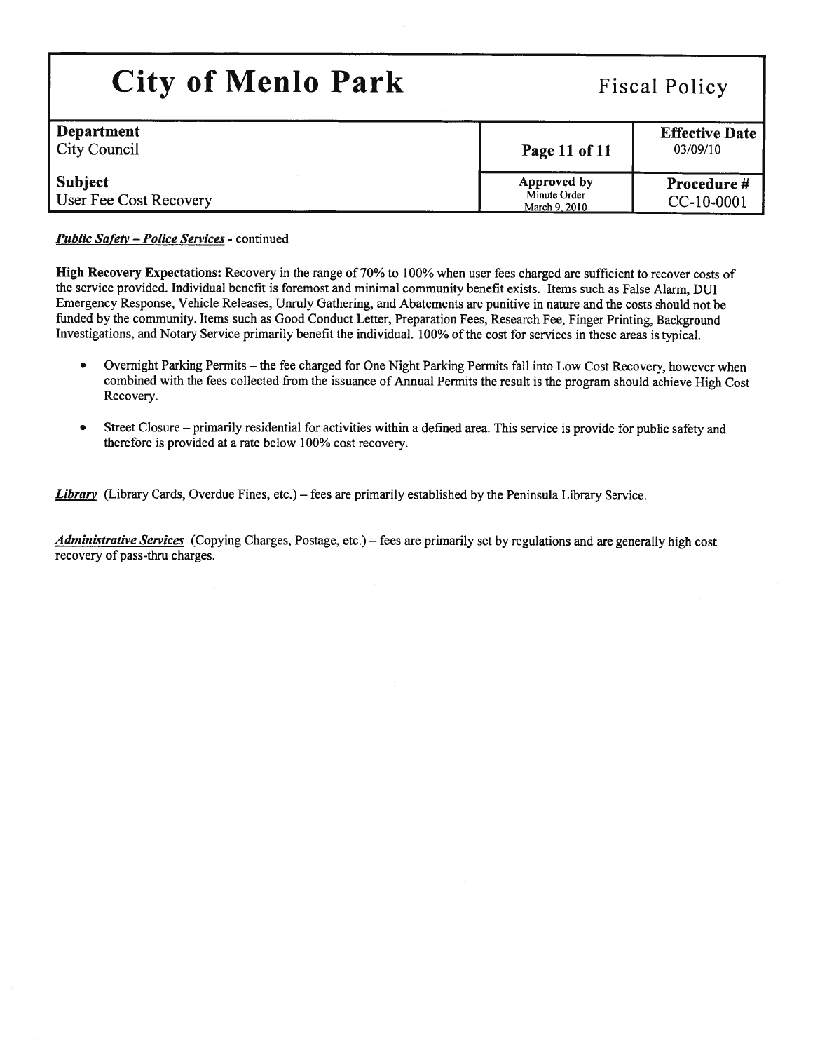***Public Safety – Police Services*** - continued

**High Recovery Expectations:** Recovery in the range of 70% to 100% when user fees charged are sufficient to recover costs of the service provided. Individual benefit is foremost and minimal community benefit exists. Items such as False Alarm, DUI Emergency Response, Vehicle Releases, Unruly Gathering, and Abatements are punitive in nature and the costs should not be funded by the community. Items such as Good Conduct Letter, Preparation Fees, Research Fee, Finger Printing, Background Investigations, and Notary Service primarily benefit the individual. 100% of the cost for services in these areas is typical.

- Overnight Parking Permits – the fee charged for One Night Parking Permits fall into Low Cost Recovery, however when combined with the fees collected from the issuance of Annual Permits the result is the program should achieve High Cost Recovery.
- Street Closure – primarily residential for activities within a defined area. This service is provide for public safety and therefore is provided at a rate below 100% cost recovery.

***Library*** (Library Cards, Overdue Fines, etc.) – fees are primarily established by the Peninsula Library Service.

***Administrative Services*** (Copying Charges, Postage, etc.) – fees are primarily set by regulations and are generally high cost recovery of pass-thru charges.